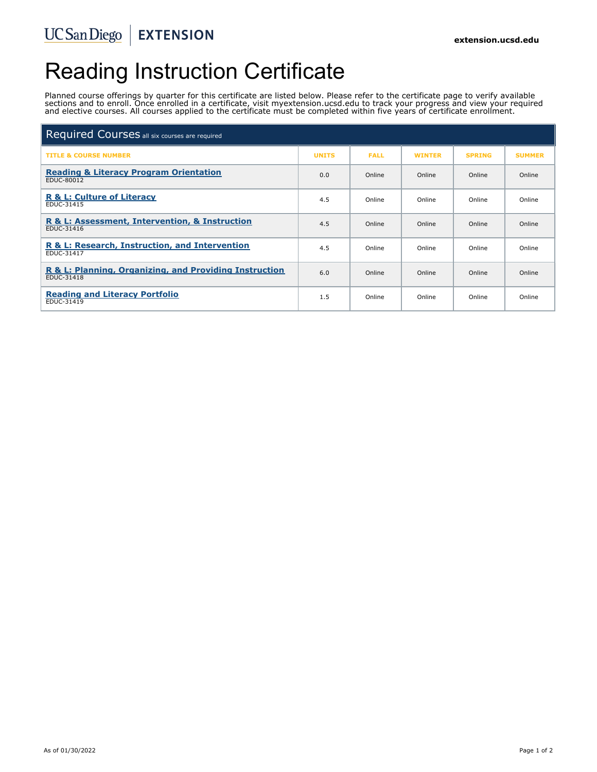UC San Diego | EXTENSION

extension.ucsd.edu

# Reading Instruction Certificate

Planned course offerings by quarter for this certificate are listed below. Please refer to the certificate page to verify available sections and to enroll. Once enrolled in a certificate, visit myextension.ucsd.edu to track your progress and view your required and elective courses. All courses applied to the certificate must be completed within five years of certificate enrollment.

## Required Courses all six courses are required

| TITLE & COURSE NUMBER | UNITS | FALL | WINTER | SPRING | SUMMER |
|---|---|---|---|---|---|
| **Reading & Literacy Program Orientation** EDUC-80012 | 0.0 | Online | Online | Online | Online |
| **R & L: Culture of Literacy** EDUC-31415 | 4.5 | Online | Online | Online | Online |
| **R & L: Assessment, Intervention, & Instruction** EDUC-31416 | 4.5 | Online | Online | Online | Online |
| **R & L: Research, Instruction, and Intervention** EDUC-31417 | 4.5 | Online | Online | Online | Online |
| **R & L: Planning, Organizing, and Providing Instruction** EDUC-31418 | 6.0 | Online | Online | Online | Online |
| **Reading and Literacy Portfolio** EDUC-31419 | 1.5 | Online | Online | Online | Online |

As of 01/30/2022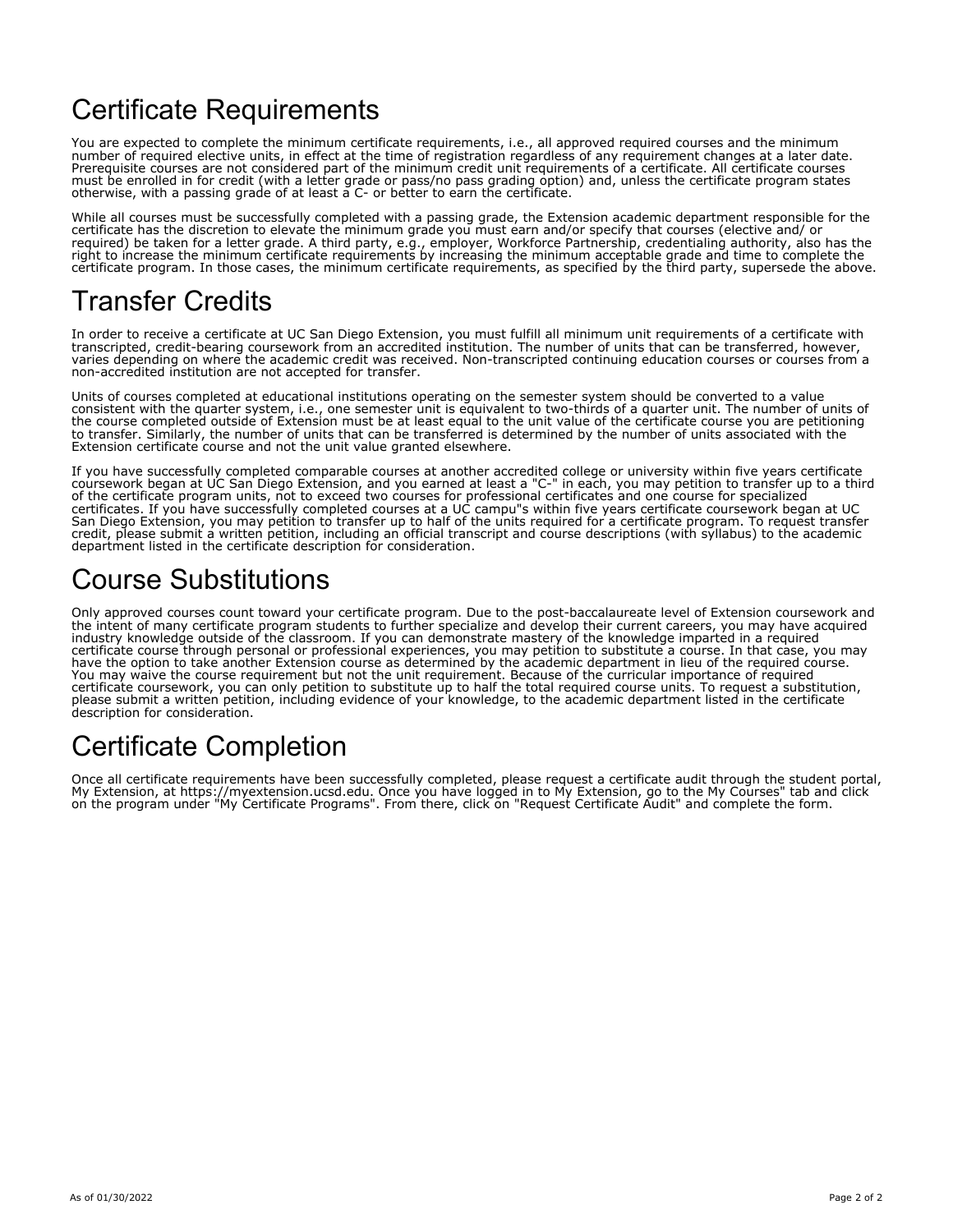# Certificate Requirements

You are expected to complete the minimum certificate requirements, i.e., all approved required courses and the minimum number of required elective units, in effect at the time of registration regardless of any requirement changes at a later date. Prerequisite courses are not considered part of the minimum credit unit requirements of a certificate. All certificate courses must be enrolled in for credit (with a letter grade or pass/no pass grading option) and, unless the certificate program states otherwise, with a passing grade of at least a C- or better to earn the certificate.

While all courses must be successfully completed with a passing grade, the Extension academic department responsible for the certificate has the discretion to elevate the minimum grade you must earn and/or specify that courses (elective and/ or required) be taken for a letter grade. A third party, e.g., employer, Workforce Partnership, credentialing authority, also has the right to increase the minimum certificate requirements by increasing the minimum acceptable grade and time to complete the certificate program. In those cases, the minimum certificate requirements, as specified by the third party, supersede the above.

# Transfer Credits

In order to receive a certificate at UC San Diego Extension, you must fulfill all minimum unit requirements of a certificate with transcripted, credit-bearing coursework from an accredited institution. The number of units that can be transferred, however, varies depending on where the academic credit was received. Non-transcripted continuing education courses or courses from a non-accredited institution are not accepted for transfer.

Units of courses completed at educational institutions operating on the semester system should be converted to a value consistent with the quarter system, i.e., one semester unit is equivalent to two-thirds of a quarter unit. The number of units of the course completed outside of Extension must be at least equal to the unit value of the certificate course you are petitioning to transfer. Similarly, the number of units that can be transferred is determined by the number of units associated with the Extension certificate course and not the unit value granted elsewhere.

If you have successfully completed comparable courses at another accredited college or university within five years certificate coursework began at UC San Diego Extension, and you earned at least a "C-" in each, you may petition to transfer up to a third of the certificate program units, not to exceed two courses for professional certificates and one course for specialized certificates. If you have successfully completed courses at a UC campu"s within five years certificate coursework began at UC San Diego Extension, you may petition to transfer up to half of the units required for a certificate program. To request transfer credit, please submit a written petition, including an official transcript and course descriptions (with syllabus) to the academic department listed in the certificate description for consideration.

# Course Substitutions

Only approved courses count toward your certificate program. Due to the post-baccalaureate level of Extension coursework and the intent of many certificate program students to further specialize and develop their current careers, you may have acquired industry knowledge outside of the classroom. If you can demonstrate mastery of the knowledge imparted in a required certificate course through personal or professional experiences, you may petition to substitute a course. In that case, you may have the option to take another Extension course as determined by the academic department in lieu of the required course. You may waive the course requirement but not the unit requirement. Because of the curricular importance of required certificate coursework, you can only petition to substitute up to half the total required course units. To request a substitution, please submit a written petition, including evidence of your knowledge, to the academic department listed in the certificate description for consideration.

# Certificate Completion

Once all certificate requirements have been successfully completed, please request a certificate audit through the student portal, My Extension, at https://myextension.ucsd.edu. Once you have logged in to My Extension, go to the My Courses" tab and click on the program under "My Certificate Programs". From there, click on "Request Certificate Audit" and complete the form.

As of 01/30/2022